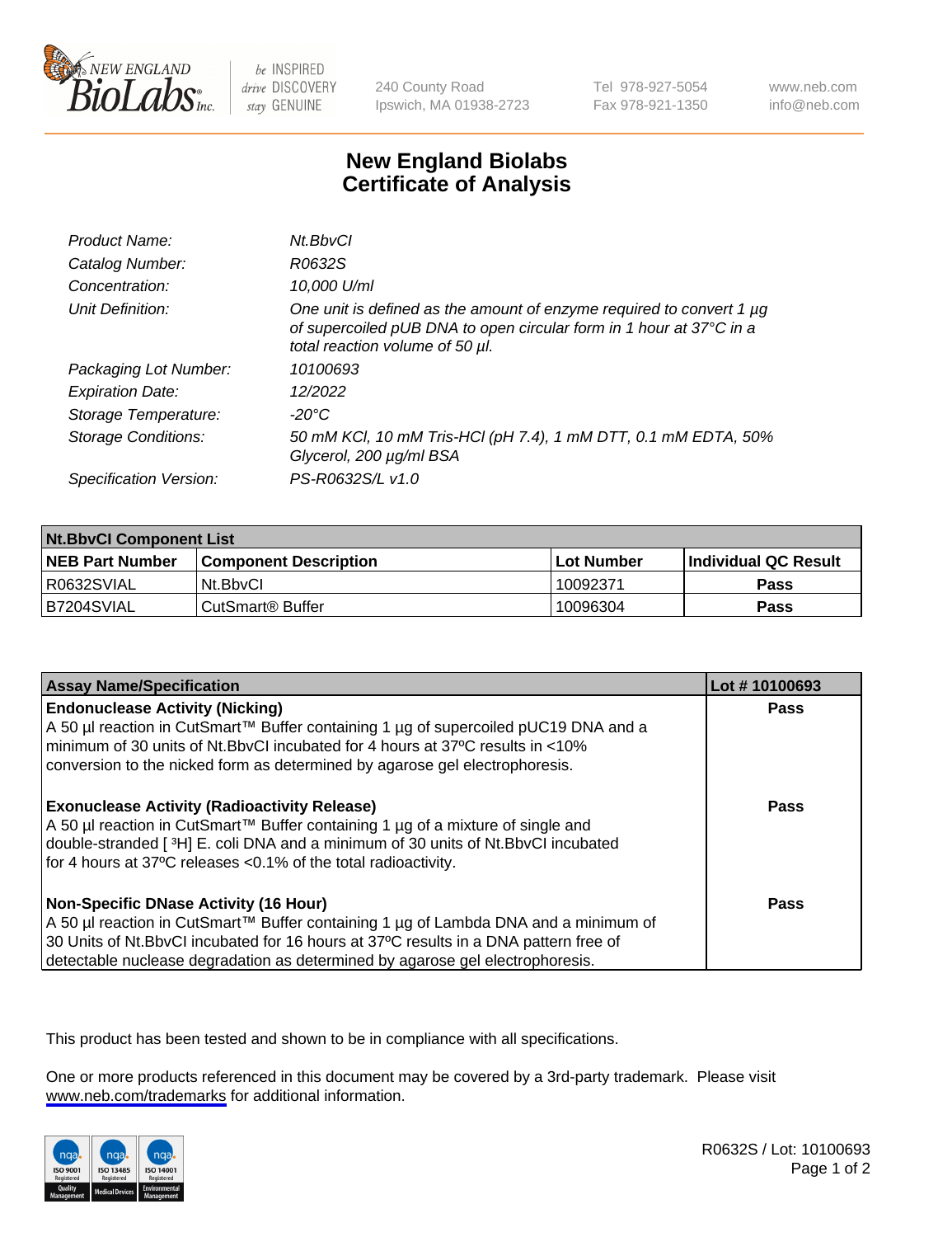# New England Biolabs Certificate of Analysis

| | |
|---|---|
| *Product Name:* | *Nt.BbvCI* |
| *Catalog Number:* | *R0632S* |
| *Concentration:* | *10,000 U/ml* |
| *Unit Definition:* | *One unit is defined as the amount of enzyme required to convert 1 µg of supercoiled pUB DNA to open circular form in 1 hour at 37°C in a total reaction volume of 50 µl.* |
| *Packaging Lot Number:* | *10100693* |
| *Expiration Date:* | *12/2022* |
| *Storage Temperature:* | *-20°C* |
| *Storage Conditions:* | *50 mM KCl, 10 mM Tris-HCl (pH 7.4), 1 mM DTT, 0.1 mM EDTA, 50% Glycerol, 200 µg/ml BSA* |
| *Specification Version:* | *PS-R0632S/L v1.0* |

| **Nt.BbvCI Component List** | | | |
|---|---|---|---|
| **NEB Part Number** | **Component Description** | **Lot Number** | **Individual QC Result** |
| R0632SVIAL | Nt.BbvCI | 10092371 | **Pass** |
| B7204SVIAL | CutSmart® Buffer | 10096304 | **Pass** |

| **Assay Name/Specification** | **Lot # 10100693** |
|---|---|
| **Endonuclease Activity (Nicking)**<br>A 50 µl reaction in CutSmart™ Buffer containing 1 µg of supercoiled pUC19 DNA and a minimum of 30 units of Nt.BbvCI incubated for 4 hours at 37ºC results in <10% conversion to the nicked form as determined by agarose gel electrophoresis. | **Pass** |
| **Exonuclease Activity (Radioactivity Release)**<br>A 50 µl reaction in CutSmart™ Buffer containing 1 µg of a mixture of single and double-stranded [ $^{3}$H] E. coli DNA and a minimum of 30 units of Nt.BbvCI incubated for 4 hours at 37ºC releases <0.1% of the total radioactivity. | **Pass** |
| **Non-Specific DNase Activity (16 Hour)**<br>A 50 µl reaction in CutSmart™ Buffer containing 1 µg of Lambda DNA and a minimum of 30 Units of Nt.BbvCI incubated for 16 hours at 37ºC results in a DNA pattern free of detectable nuclease degradation as determined by agarose gel electrophoresis. | **Pass** |

This product has been tested and shown to be in compliance with all specifications.

One or more products referenced in this document may be covered by a 3rd-party trademark. Please visit www.neb.com/trademarks for additional information.

R0632S / Lot: 10100693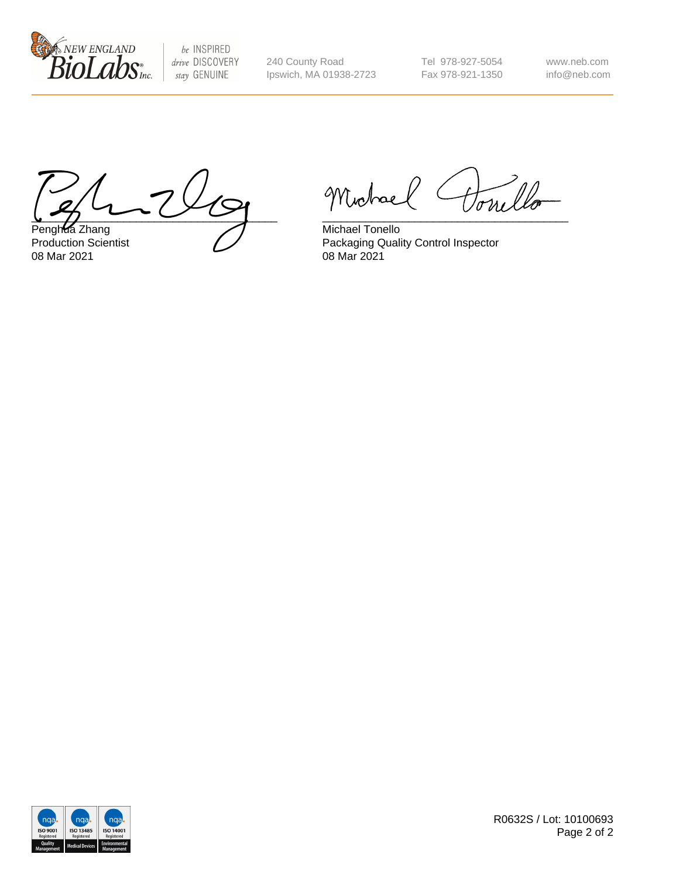Penghua Zhang
Production Scientist
08 Mar 2021

Michael Tonello
Packaging Quality Control Inspector
08 Mar 2021

R0632S / Lot: 10100693